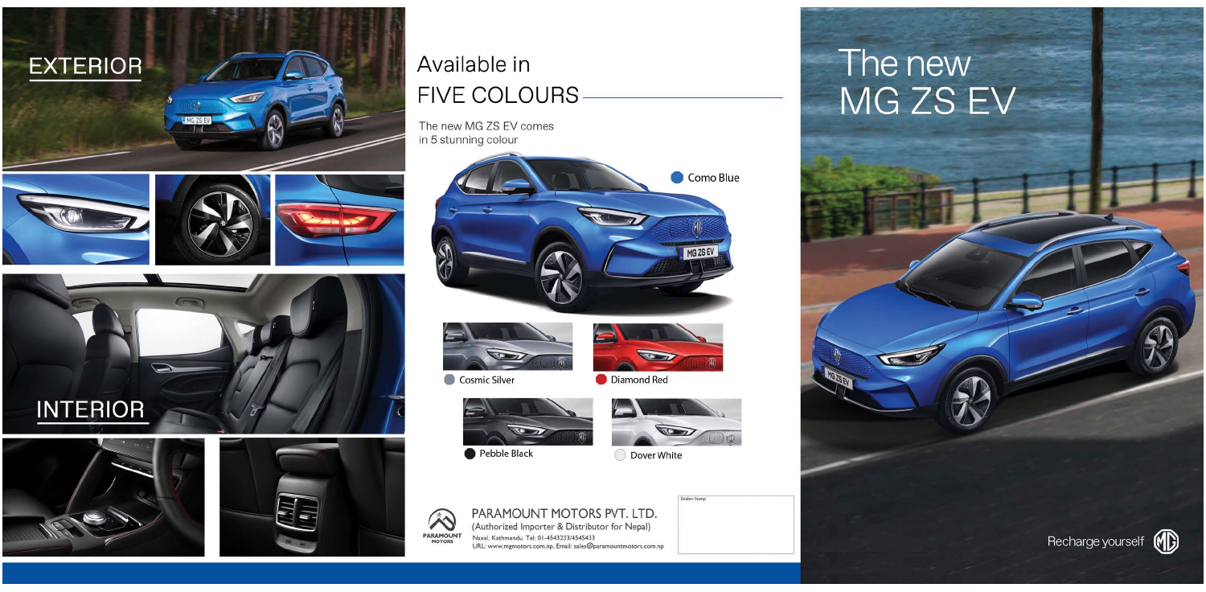# EXTERIOR

# INTERIOR

## Available in FIVE COLOURS

The new MG ZS EV comes in 5 stunning colour

- Como Blue
- Cosmic Silver
- Diamond Red
- Pebble Black
- Dover White

**PARAMOUNT MOTORS PVT. LTD.**
(Authorized Importer & Distributor for Nepal)
Naxal, Kathmandu, Tel: 01-4543233/4545433
URL: www.mgmotors.com.np, Email: sales@paramountmotors.com.np

Dealer Stamp

# The new MG ZS EV

Recharge yourself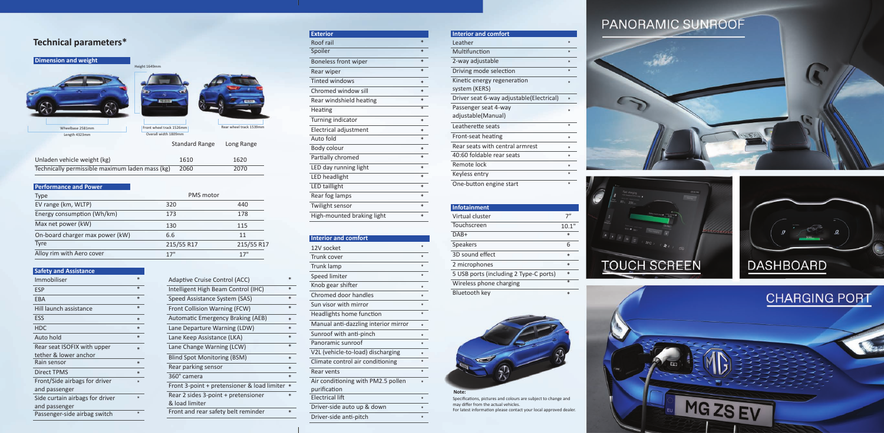## Technical parameters*

### Dimension and weight

Height 1649mm

Wheelbase 2581mm

Length 4323mm

Front wheel track 1526mm

Overall width 1809mm

Rear wheel track 1539mm

| | Standard Range | Long Range |
|---|---|---|
| Unladen vehicle weight (kg) | 1610 | 1620 |
| Technically permissible maximum laden mass (kg) | 2060 | 2070 |

### Performance and Power

| Type | PMS motor | |
|---|---|---|
| EV range (km, WLTP) | 320 | 440 |
| Energy consumption (Wh/km) | 173 | 178 |
| Max net power (kW) | 130 | 115 |
| On-board charger max power (kW) | 6.6 | 11 |
| Tyre | 215/55 R17 | 215/55 R17 |
| Alloy rim with Aero cover | 17" | 17" |

### Safety and Assistance

| | |
|---|---|
| Immobiliser | * |
| ESP | * |
| EBA | * |
| Hill launch assistance | * |
| ESS | * |
| HDC | * |
| Auto hold | * |
| Rear seat ISOFIX with upper tether & lower anchor | * |
| Rain sensor | * |
| Direct TPMS | * |
| Front/Side airbags for driver and passenger | * |
| Side curtain airbags for driver and passenger | * |
| Passenger-side airbag switch | * |
| Adaptive Cruise Control (ACC) | * |
| Intelligent High Beam Control (IHC) | * |
| Speed Assistance System (SAS) | * |
| Front Collision Warning (FCW) | * |
| Automatic Emergency Braking (AEB) | * |
| Lane Departure Warning (LDW) | * |
| Lane Keep Assistance (LKA) | * |
| Lane Change Warning (LCW) | * |
| Blind Spot Monitoring (BSM) | * |
| Rear parking sensor | * |
| 360° camera | * |
| Front 3-point + pretensioner & load limiter | * |
| Rear 2 sides 3-point + pretensioner & load limiter | * |
| Front and rear safety belt reminder | * |

### Exterior

| | |
|---|---|
| Roof rail | * |
| Spoiler | * |
| Boneless front wiper | * |
| Rear wiper | * |
| Tinted windows | * |
| Chromed window sill | * |
| Rear windshield heating | * |
| Heating | * |
| Turning indicator | * |
| Electrical adjustment | * |
| Auto fold | * |
| Body colour | * |
| Partially chromed | * |
| LED day running light | * |
| LED headlight | * |
| LED taillight | * |
| Rear fog lamps | * |
| Twilight sensor | * |
| High-mounted braking light | * |

### Interior and comfort

| | |
|---|---|
| 12V socket | * |
| Trunk cover | * |
| Trunk lamp | * |
| Speed limiter | * |
| Knob gear shifter | * |
| Chromed door handles | * |
| Sun visor with mirror | * |
| Headlights home function | * |
| Manual anti-dazzling interior mirror | * |
| Sunroof with anti-pinch | * |
| Panoramic sunroof | * |
| V2L (vehicle-to-load) discharging | * |
| Climate control air conditioning | * |
| Rear vents | * |
| Air conditioning with PM2.5 pollen purification | * |
| Electrical lift | * |
| Driver-side auto up & down | * |
| Driver-side anti-pitch | * |

### Interior and comfort

| | |
|---|---|
| Leather | * |
| Multifunction | * |
| 2-way adjustable | * |
| Driving mode selection | * |
| Kinetic energy regeneration system (KERS) | * |
| Driver seat 6-way adjustable(Electrical) | * |
| Passenger seat 4-way adjustable(Manual) | * |
| Leatherette seats | * |
| Front-seat heating | * |
| Rear seats with central armrest | * |
| 40:60 foldable rear seats | * |
| Remote lock | * |
| Keyless entry | * |
| One-button engine start | * |

### Infotainment

| | |
|---|---|
| Virtual cluster | 7" |
| Touchscreen | 10.1" |
| DAB+ | * |
| Speakers | 6 |
| 3D sound effect | * |
| 2 microphones | * |
| 5 USB ports (including 2 Type-C ports) | * |
| Wireless phone charging | * |
| Bluetooth key | * |

**Note:**
Specifications, pictures and colours are subject to change and may differ from the actual vehicles.
For latest information please contact your local approved dealer.

PANORAMIC SUNROOF

TOUCH SCREEN

DASHBOARD

CHARGING PORT